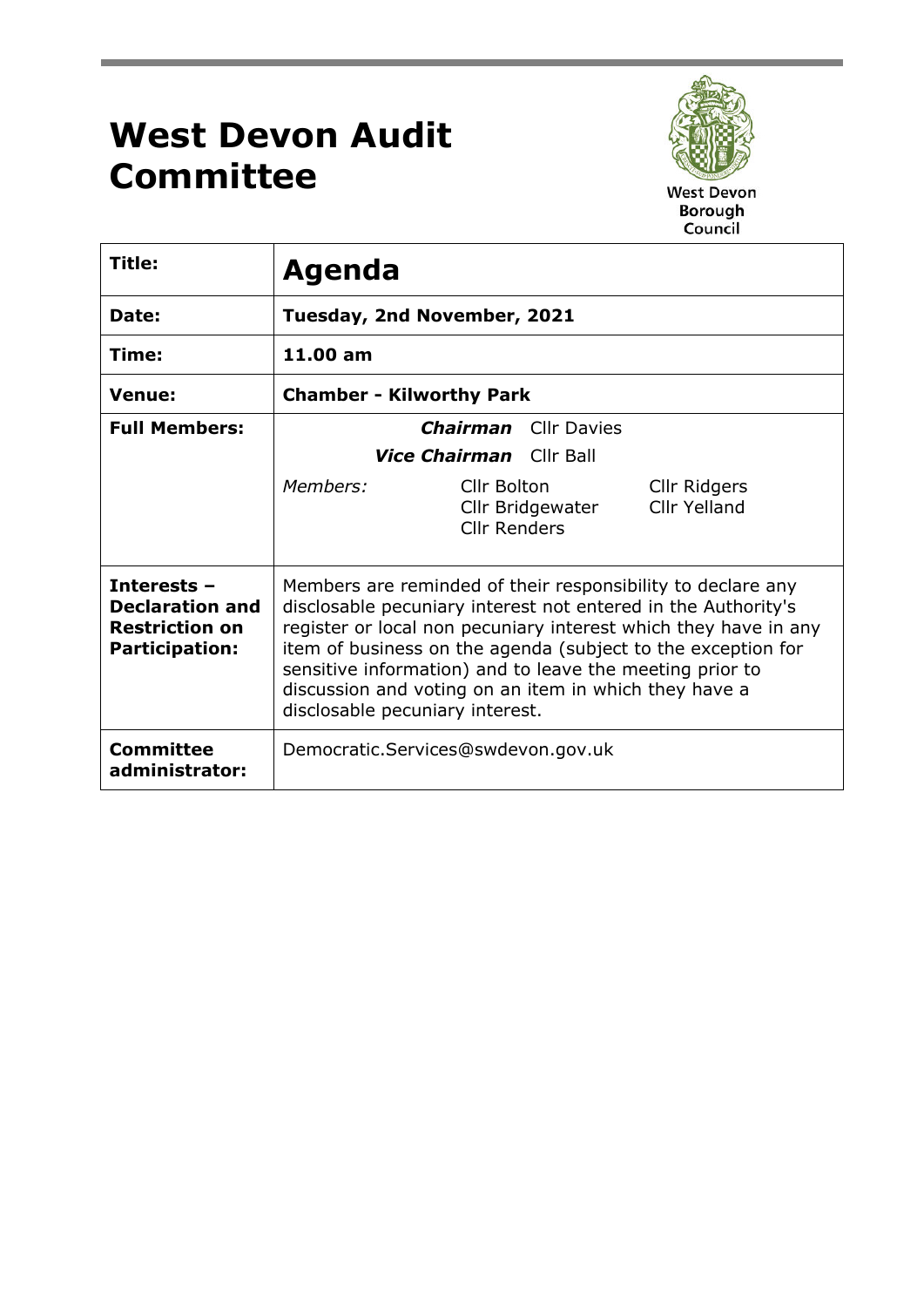# West Devon Audit Committee

West Devon Borough Council

| **Title:** | **Agenda** |
|---|---|
| **Date:** | **Tuesday, 2nd November, 2021** |
| **Time:** | **11.00 am** |
| **Venue:** | **Chamber - Kilworthy Park** |
| **Full Members:** | ***Chairman*** Cllr Davies<br>***Vice Chairman*** Cllr Ball<br>*Members:* Cllr Bolton, Cllr Bridgewater, Cllr Renders, Cllr Ridgers, Cllr Yelland |
| **Interests – Declaration and Restriction on Participation:** | Members are reminded of their responsibility to declare any disclosable pecuniary interest not entered in the Authority's register or local non pecuniary interest which they have in any item of business on the agenda (subject to the exception for sensitive information) and to leave the meeting prior to discussion and voting on an item in which they have a disclosable pecuniary interest. |
| **Committee administrator:** | Democratic.Services@swdevon.gov.uk |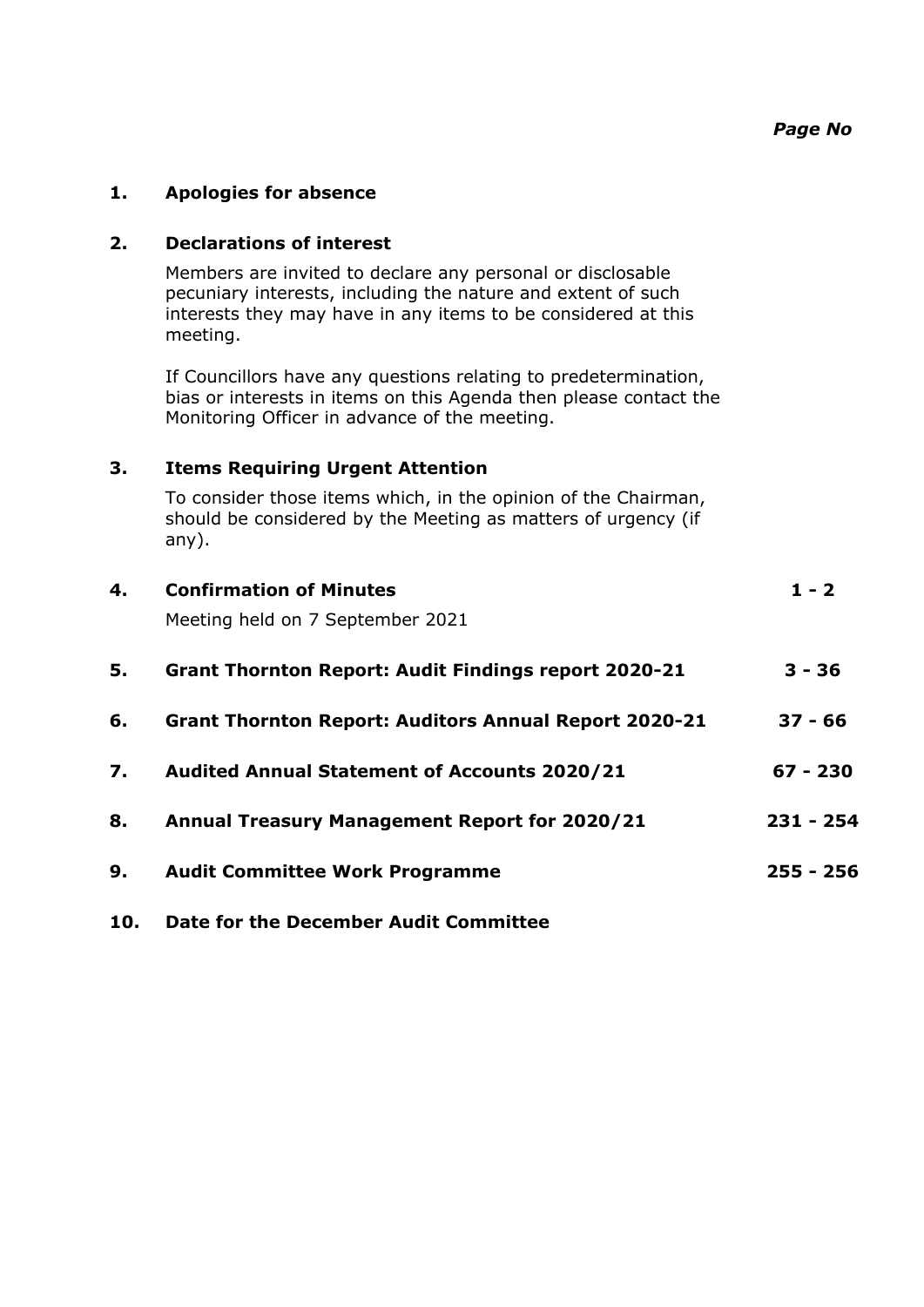*Page No*

**1. Apologies for absence**

**2. Declarations of interest**

Members are invited to declare any personal or disclosable pecuniary interests, including the nature and extent of such interests they may have in any items to be considered at this meeting.

If Councillors have any questions relating to predetermination, bias or interests in items on this Agenda then please contact the Monitoring Officer in advance of the meeting.

**3. Items Requiring Urgent Attention**

To consider those items which, in the opinion of the Chairman, should be considered by the Meeting as matters of urgency (if any).

**4. Confirmation of Minutes** — **1 - 2**

Meeting held on 7 September 2021

**5. Grant Thornton Report: Audit Findings report 2020-21** — **3 - 36**

**6. Grant Thornton Report: Auditors Annual Report 2020-21** — **37 - 66**

**7. Audited Annual Statement of Accounts 2020/21** — **67 - 230**

**8. Annual Treasury Management Report for 2020/21** — **231 - 254**

**9. Audit Committee Work Programme** — **255 - 256**

**10. Date for the December Audit Committee**